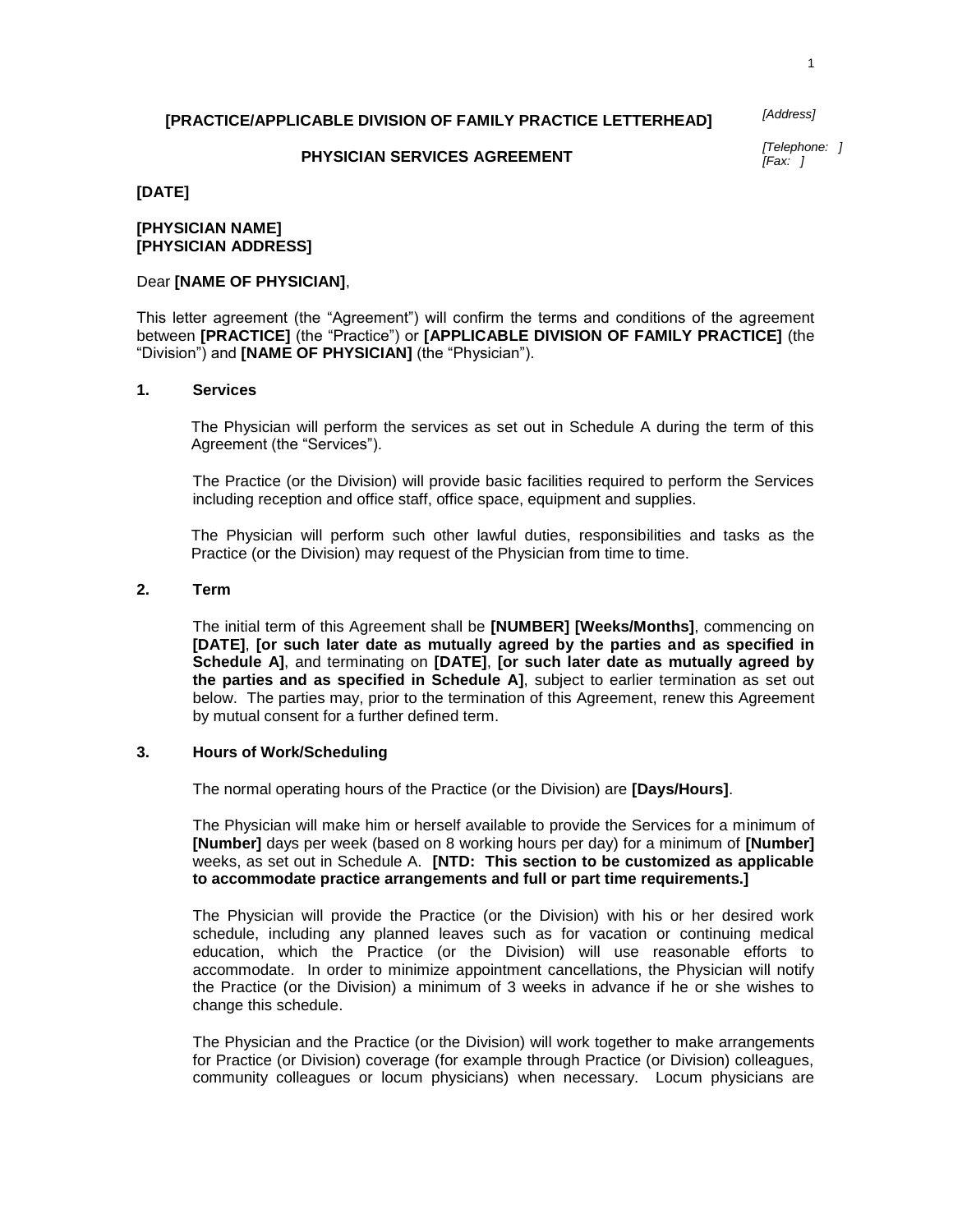**[PRACTICE/APPLICABLE DIVISION OF FAMILY PRACTICE LETTERHEAD]**

*[Address]*

*[Telephone: ]*
*[Fax: ]*

## PHYSICIAN SERVICES AGREEMENT

**[DATE]**

**[PHYSICIAN NAME]**
**[PHYSICIAN ADDRESS]**

Dear **[NAME OF PHYSICIAN]**,

This letter agreement (the "Agreement") will confirm the terms and conditions of the agreement between **[PRACTICE]** (the "Practice") or **[APPLICABLE DIVISION OF FAMILY PRACTICE]** (the "Division") and **[NAME OF PHYSICIAN]** (the "Physician").

### 1. Services

The Physician will perform the services as set out in Schedule A during the term of this Agreement (the "Services").

The Practice (or the Division) will provide basic facilities required to perform the Services including reception and office staff, office space, equipment and supplies.

The Physician will perform such other lawful duties, responsibilities and tasks as the Practice (or the Division) may request of the Physician from time to time.

### 2. Term

The initial term of this Agreement shall be **[NUMBER] [Weeks/Months]**, commencing on **[DATE]**, **[or such later date as mutually agreed by the parties and as specified in Schedule A]**, and terminating on **[DATE]**, **[or such later date as mutually agreed by the parties and as specified in Schedule A]**, subject to earlier termination as set out below. The parties may, prior to the termination of this Agreement, renew this Agreement by mutual consent for a further defined term.

### 3. Hours of Work/Scheduling

The normal operating hours of the Practice (or the Division) are **[Days/Hours]**.

The Physician will make him or herself available to provide the Services for a minimum of **[Number]** days per week (based on 8 working hours per day) for a minimum of **[Number]** weeks, as set out in Schedule A. **[NTD: This section to be customized as applicable to accommodate practice arrangements and full or part time requirements.]**

The Physician will provide the Practice (or the Division) with his or her desired work schedule, including any planned leaves such as for vacation or continuing medical education, which the Practice (or the Division) will use reasonable efforts to accommodate. In order to minimize appointment cancellations, the Physician will notify the Practice (or the Division) a minimum of 3 weeks in advance if he or she wishes to change this schedule.

The Physician and the Practice (or the Division) will work together to make arrangements for Practice (or Division) coverage (for example through Practice (or Division) colleagues, community colleagues or locum physicians) when necessary. Locum physicians are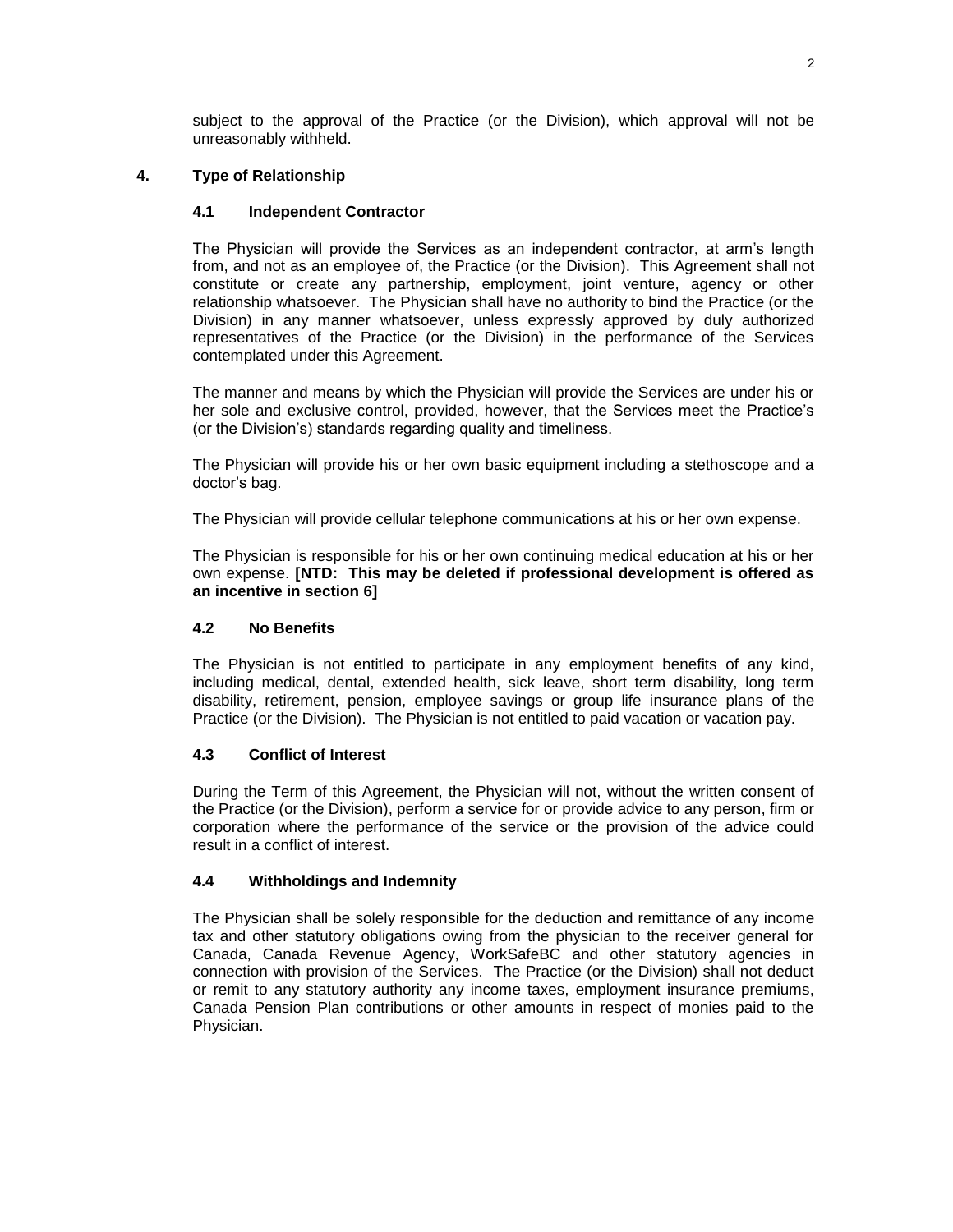subject to the approval of the Practice (or the Division), which approval will not be unreasonably withheld.

## 4. Type of Relationship

### 4.1 Independent Contractor

The Physician will provide the Services as an independent contractor, at arm's length from, and not as an employee of, the Practice (or the Division). This Agreement shall not constitute or create any partnership, employment, joint venture, agency or other relationship whatsoever. The Physician shall have no authority to bind the Practice (or the Division) in any manner whatsoever, unless expressly approved by duly authorized representatives of the Practice (or the Division) in the performance of the Services contemplated under this Agreement.

The manner and means by which the Physician will provide the Services are under his or her sole and exclusive control, provided, however, that the Services meet the Practice's (or the Division's) standards regarding quality and timeliness.

The Physician will provide his or her own basic equipment including a stethoscope and a doctor's bag.

The Physician will provide cellular telephone communications at his or her own expense.

The Physician is responsible for his or her own continuing medical education at his or her own expense. **[NTD: This may be deleted if professional development is offered as an incentive in section 6]**

### 4.2 No Benefits

The Physician is not entitled to participate in any employment benefits of any kind, including medical, dental, extended health, sick leave, short term disability, long term disability, retirement, pension, employee savings or group life insurance plans of the Practice (or the Division). The Physician is not entitled to paid vacation or vacation pay.

### 4.3 Conflict of Interest

During the Term of this Agreement, the Physician will not, without the written consent of the Practice (or the Division), perform a service for or provide advice to any person, firm or corporation where the performance of the service or the provision of the advice could result in a conflict of interest.

### 4.4 Withholdings and Indemnity

The Physician shall be solely responsible for the deduction and remittance of any income tax and other statutory obligations owing from the physician to the receiver general for Canada, Canada Revenue Agency, WorkSafeBC and other statutory agencies in connection with provision of the Services. The Practice (or the Division) shall not deduct or remit to any statutory authority any income taxes, employment insurance premiums, Canada Pension Plan contributions or other amounts in respect of monies paid to the Physician.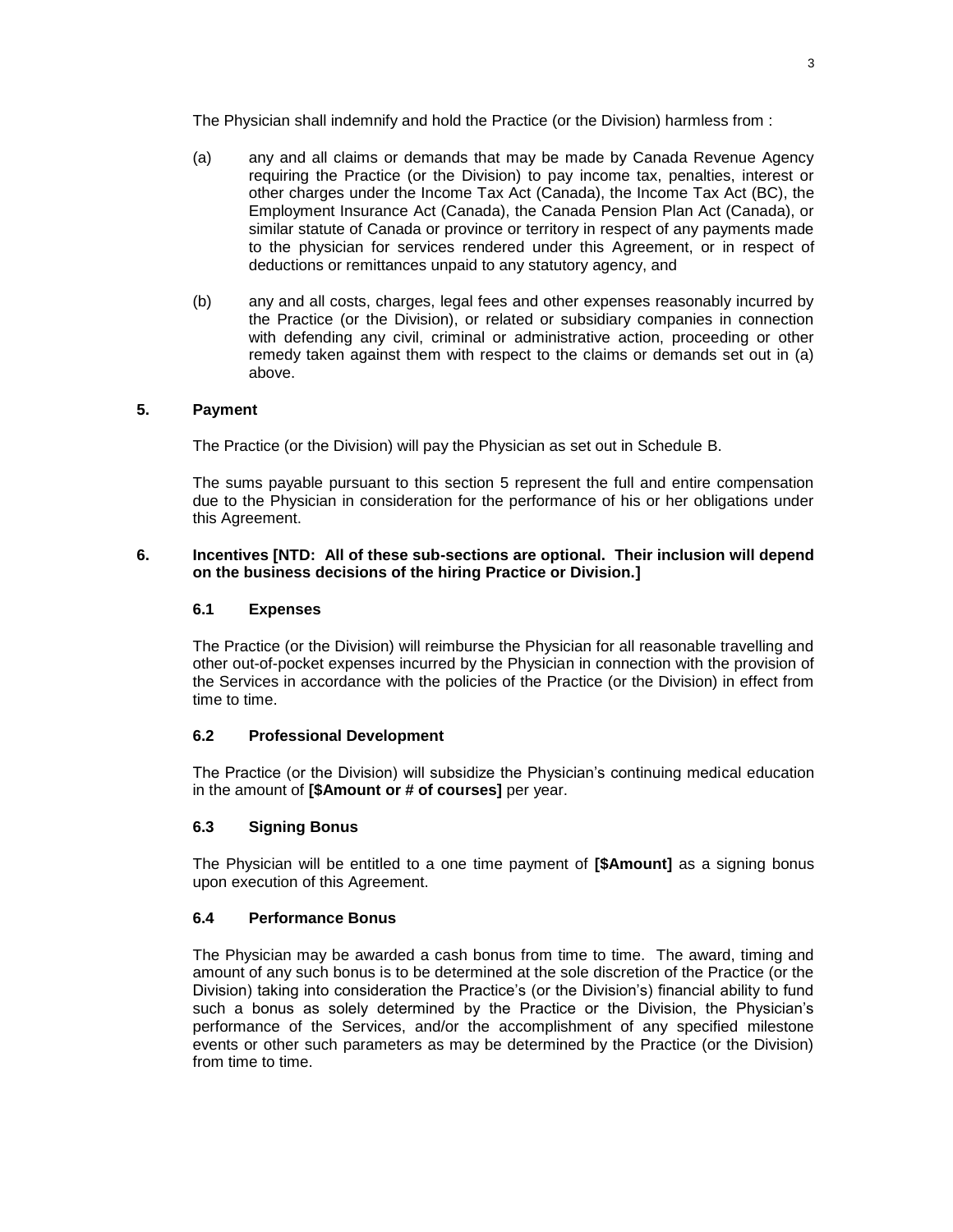The Physician shall indemnify and hold the Practice (or the Division) harmless from :

(a) any and all claims or demands that may be made by Canada Revenue Agency requiring the Practice (or the Division) to pay income tax, penalties, interest or other charges under the Income Tax Act (Canada), the Income Tax Act (BC), the Employment Insurance Act (Canada), the Canada Pension Plan Act (Canada), or similar statute of Canada or province or territory in respect of any payments made to the physician for services rendered under this Agreement, or in respect of deductions or remittances unpaid to any statutory agency, and

(b) any and all costs, charges, legal fees and other expenses reasonably incurred by the Practice (or the Division), or related or subsidiary companies in connection with defending any civil, criminal or administrative action, proceeding or other remedy taken against them with respect to the claims or demands set out in (a) above.

## 5. Payment

The Practice (or the Division) will pay the Physician as set out in Schedule B.

The sums payable pursuant to this section 5 represent the full and entire compensation due to the Physician in consideration for the performance of his or her obligations under this Agreement.

## 6. Incentives [NTD: All of these sub-sections are optional. Their inclusion will depend on the business decisions of the hiring Practice or Division.]

### 6.1 Expenses

The Practice (or the Division) will reimburse the Physician for all reasonable travelling and other out-of-pocket expenses incurred by the Physician in connection with the provision of the Services in accordance with the policies of the Practice (or the Division) in effect from time to time.

### 6.2 Professional Development

The Practice (or the Division) will subsidize the Physician's continuing medical education in the amount of **[$Amount or # of courses]** per year.

### 6.3 Signing Bonus

The Physician will be entitled to a one time payment of **[$Amount]** as a signing bonus upon execution of this Agreement.

### 6.4 Performance Bonus

The Physician may be awarded a cash bonus from time to time. The award, timing and amount of any such bonus is to be determined at the sole discretion of the Practice (or the Division) taking into consideration the Practice's (or the Division's) financial ability to fund such a bonus as solely determined by the Practice or the Division, the Physician's performance of the Services, and/or the accomplishment of any specified milestone events or other such parameters as may be determined by the Practice (or the Division) from time to time.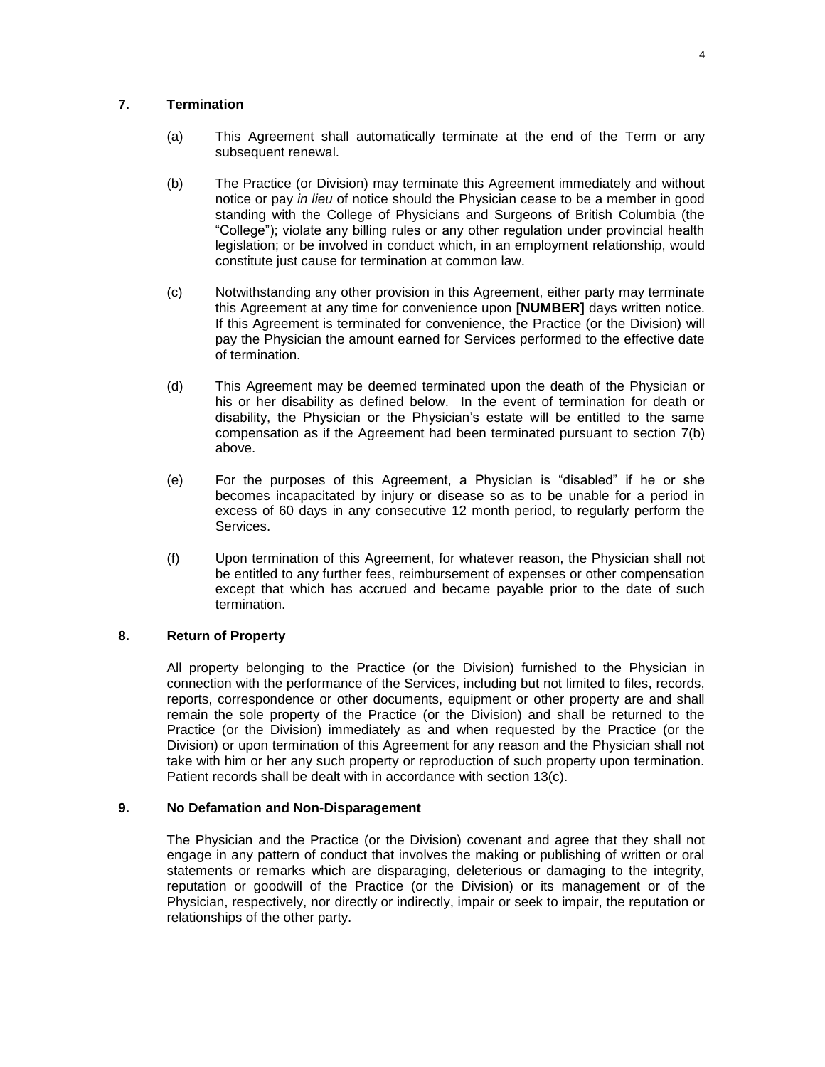## 7. Termination

(a) This Agreement shall automatically terminate at the end of the Term or any subsequent renewal.

(b) The Practice (or Division) may terminate this Agreement immediately and without notice or pay *in lieu* of notice should the Physician cease to be a member in good standing with the College of Physicians and Surgeons of British Columbia (the "College"); violate any billing rules or any other regulation under provincial health legislation; or be involved in conduct which, in an employment relationship, would constitute just cause for termination at common law.

(c) Notwithstanding any other provision in this Agreement, either party may terminate this Agreement at any time for convenience upon **[NUMBER]** days written notice. If this Agreement is terminated for convenience, the Practice (or the Division) will pay the Physician the amount earned for Services performed to the effective date of termination.

(d) This Agreement may be deemed terminated upon the death of the Physician or his or her disability as defined below. In the event of termination for death or disability, the Physician or the Physician's estate will be entitled to the same compensation as if the Agreement had been terminated pursuant to section 7(b) above.

(e) For the purposes of this Agreement, a Physician is "disabled" if he or she becomes incapacitated by injury or disease so as to be unable for a period in excess of 60 days in any consecutive 12 month period, to regularly perform the Services.

(f) Upon termination of this Agreement, for whatever reason, the Physician shall not be entitled to any further fees, reimbursement of expenses or other compensation except that which has accrued and became payable prior to the date of such termination.

## 8. Return of Property

All property belonging to the Practice (or the Division) furnished to the Physician in connection with the performance of the Services, including but not limited to files, records, reports, correspondence or other documents, equipment or other property are and shall remain the sole property of the Practice (or the Division) and shall be returned to the Practice (or the Division) immediately as and when requested by the Practice (or the Division) or upon termination of this Agreement for any reason and the Physician shall not take with him or her any such property or reproduction of such property upon termination. Patient records shall be dealt with in accordance with section 13(c).

## 9. No Defamation and Non-Disparagement

The Physician and the Practice (or the Division) covenant and agree that they shall not engage in any pattern of conduct that involves the making or publishing of written or oral statements or remarks which are disparaging, deleterious or damaging to the integrity, reputation or goodwill of the Practice (or the Division) or its management or of the Physician, respectively, nor directly or indirectly, impair or seek to impair, the reputation or relationships of the other party.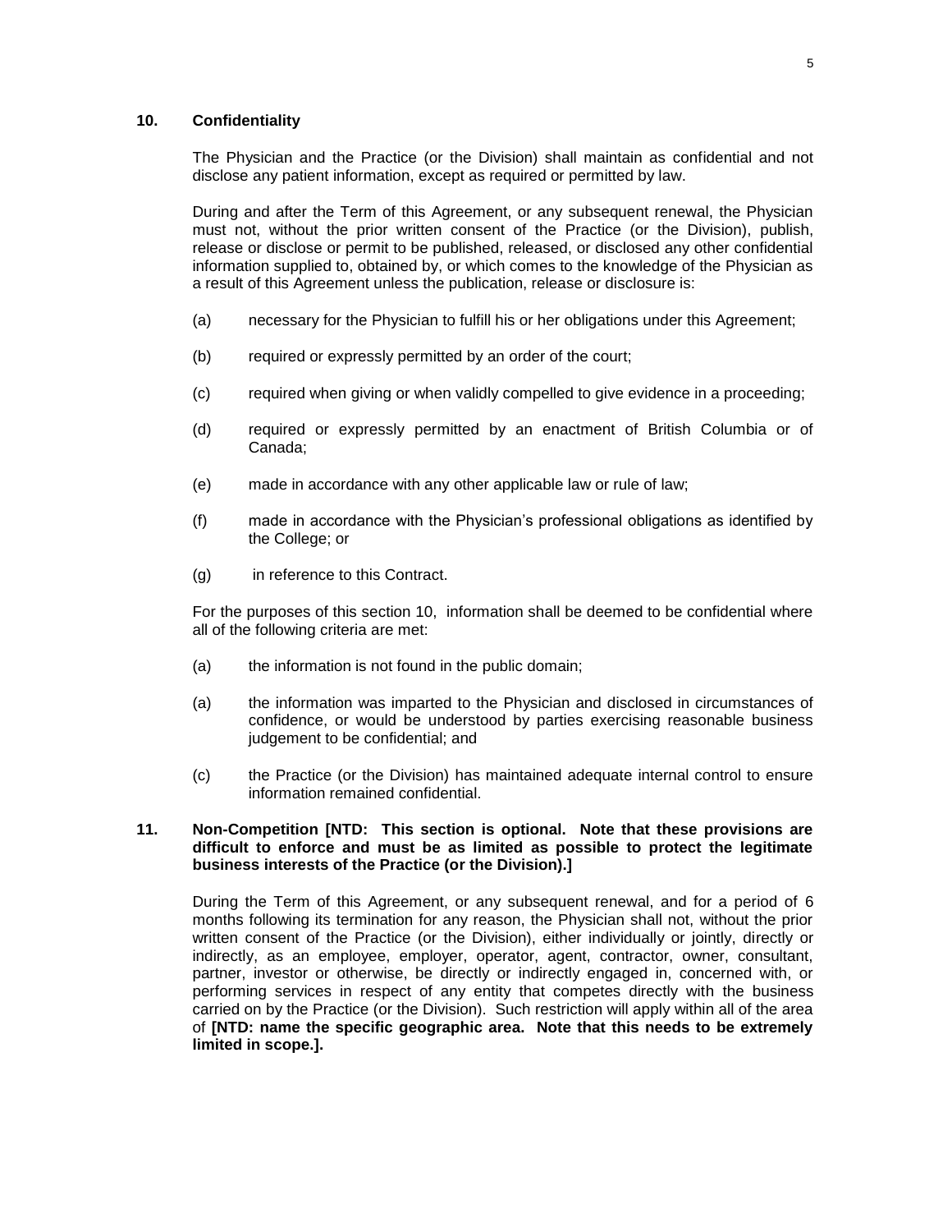## 10. Confidentiality

The Physician and the Practice (or the Division) shall maintain as confidential and not disclose any patient information, except as required or permitted by law.

During and after the Term of this Agreement, or any subsequent renewal, the Physician must not, without the prior written consent of the Practice (or the Division), publish, release or disclose or permit to be published, released, or disclosed any other confidential information supplied to, obtained by, or which comes to the knowledge of the Physician as a result of this Agreement unless the publication, release or disclosure is:

(a) necessary for the Physician to fulfill his or her obligations under this Agreement;

(b) required or expressly permitted by an order of the court;

(c) required when giving or when validly compelled to give evidence in a proceeding;

(d) required or expressly permitted by an enactment of British Columbia or of Canada;

(e) made in accordance with any other applicable law or rule of law;

(f) made in accordance with the Physician's professional obligations as identified by the College; or

(g) in reference to this Contract.

For the purposes of this section 10, information shall be deemed to be confidential where all of the following criteria are met:

(a) the information is not found in the public domain;

(a) the information was imparted to the Physician and disclosed in circumstances of confidence, or would be understood by parties exercising reasonable business judgement to be confidential; and

(c) the Practice (or the Division) has maintained adequate internal control to ensure information remained confidential.

## 11. Non-Competition [NTD: This section is optional. Note that these provisions are difficult to enforce and must be as limited as possible to protect the legitimate business interests of the Practice (or the Division).]

During the Term of this Agreement, or any subsequent renewal, and for a period of 6 months following its termination for any reason, the Physician shall not, without the prior written consent of the Practice (or the Division), either individually or jointly, directly or indirectly, as an employee, employer, operator, agent, contractor, owner, consultant, partner, investor or otherwise, be directly or indirectly engaged in, concerned with, or performing services in respect of any entity that competes directly with the business carried on by the Practice (or the Division). Such restriction will apply within all of the area of **[NTD: name the specific geographic area. Note that this needs to be extremely limited in scope.].**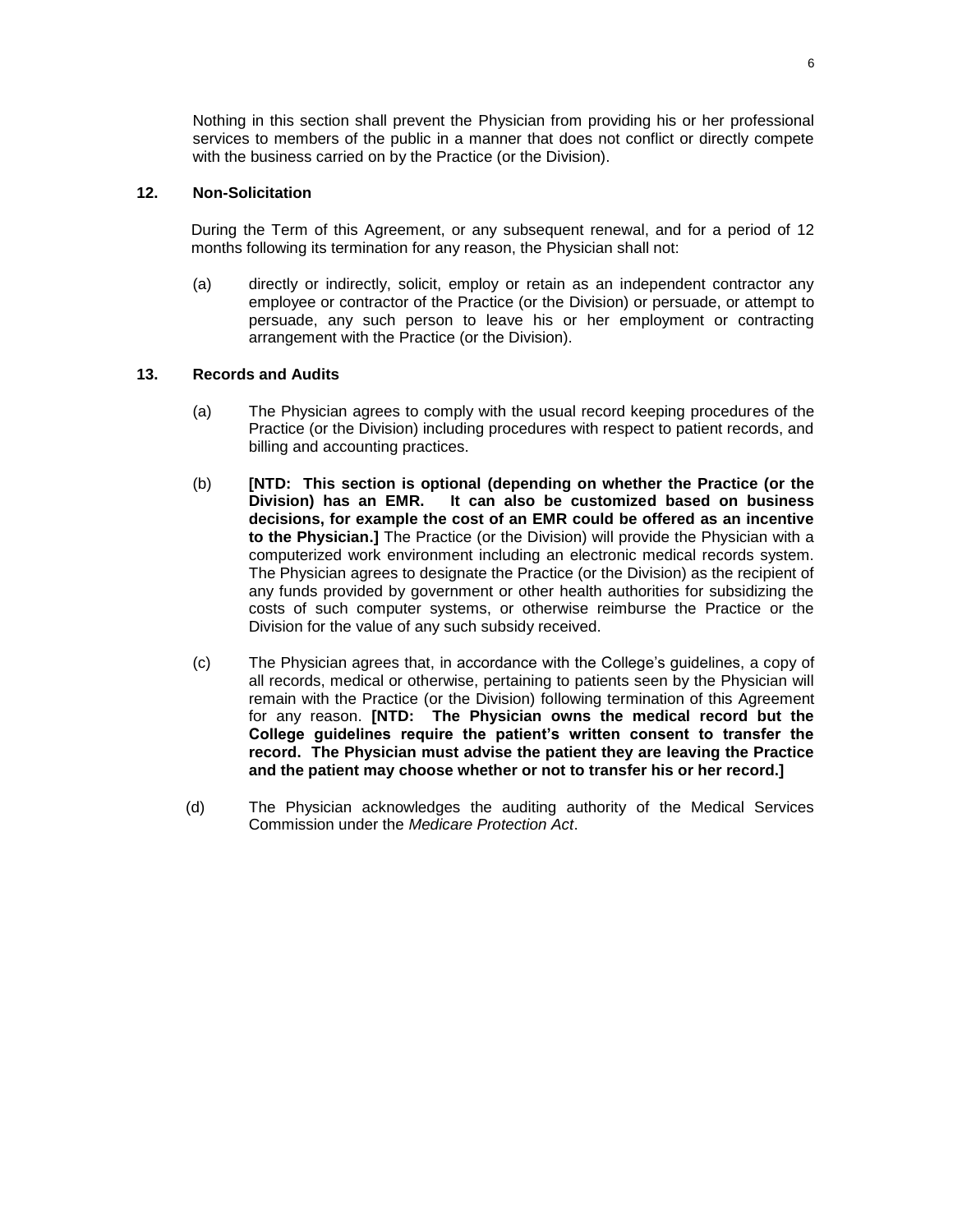Nothing in this section shall prevent the Physician from providing his or her professional services to members of the public in a manner that does not conflict or directly compete with the business carried on by the Practice (or the Division).

## 12. Non-Solicitation

During the Term of this Agreement, or any subsequent renewal, and for a period of 12 months following its termination for any reason, the Physician shall not:

(a) directly or indirectly, solicit, employ or retain as an independent contractor any employee or contractor of the Practice (or the Division) or persuade, or attempt to persuade, any such person to leave his or her employment or contracting arrangement with the Practice (or the Division).

## 13. Records and Audits

(a) The Physician agrees to comply with the usual record keeping procedures of the Practice (or the Division) including procedures with respect to patient records, and billing and accounting practices.

(b) **[NTD: This section is optional (depending on whether the Practice (or the Division) has an EMR. It can also be customized based on business decisions, for example the cost of an EMR could be offered as an incentive to the Physician.]** The Practice (or the Division) will provide the Physician with a computerized work environment including an electronic medical records system. The Physician agrees to designate the Practice (or the Division) as the recipient of any funds provided by government or other health authorities for subsidizing the costs of such computer systems, or otherwise reimburse the Practice or the Division for the value of any such subsidy received.

(c) The Physician agrees that, in accordance with the College's guidelines, a copy of all records, medical or otherwise, pertaining to patients seen by the Physician will remain with the Practice (or the Division) following termination of this Agreement for any reason. **[NTD: The Physician owns the medical record but the College guidelines require the patient's written consent to transfer the record. The Physician must advise the patient they are leaving the Practice and the patient may choose whether or not to transfer his or her record.]**

(d) The Physician acknowledges the auditing authority of the Medical Services Commission under the *Medicare Protection Act*.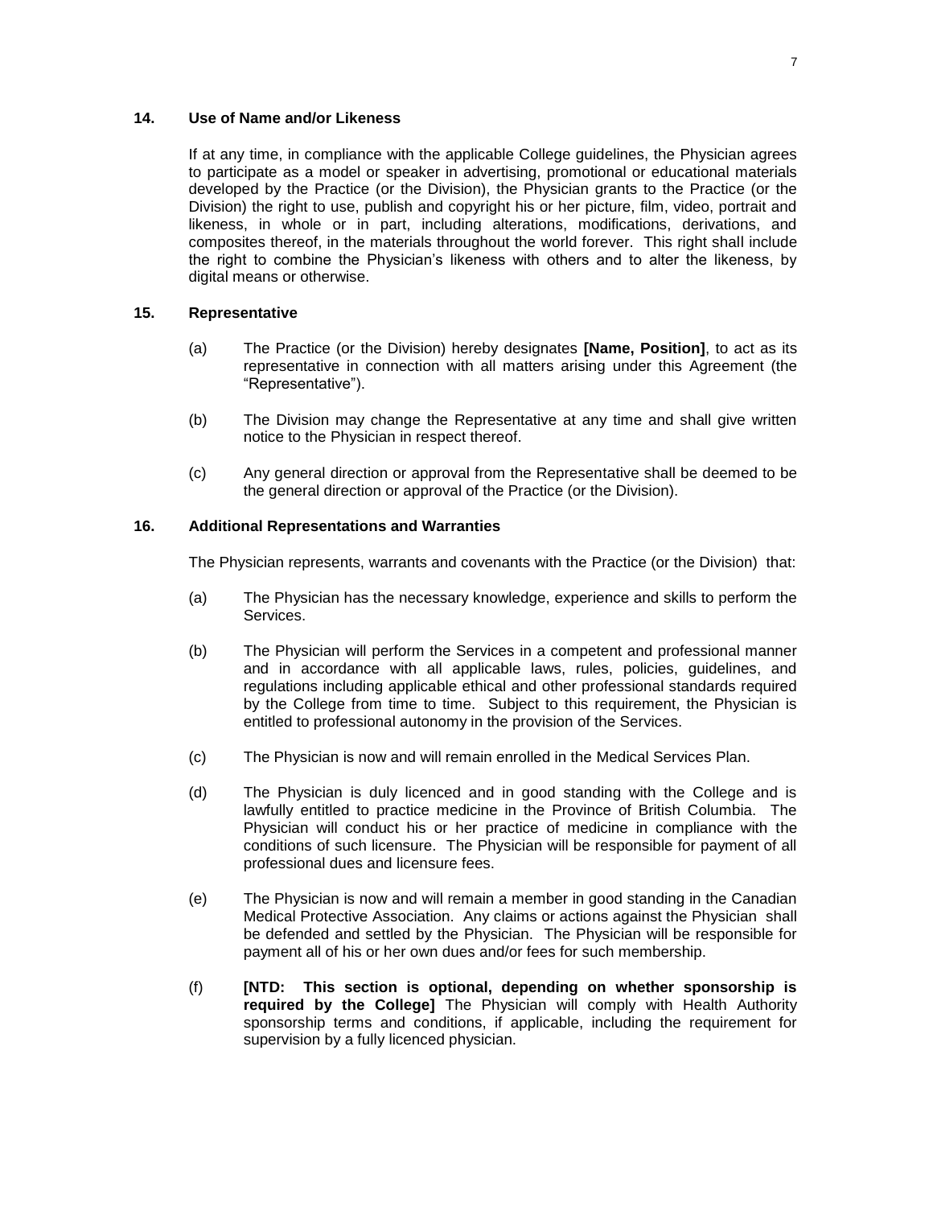## 14. Use of Name and/or Likeness

If at any time, in compliance with the applicable College guidelines, the Physician agrees to participate as a model or speaker in advertising, promotional or educational materials developed by the Practice (or the Division), the Physician grants to the Practice (or the Division) the right to use, publish and copyright his or her picture, film, video, portrait and likeness, in whole or in part, including alterations, modifications, derivations, and composites thereof, in the materials throughout the world forever. This right shall include the right to combine the Physician's likeness with others and to alter the likeness, by digital means or otherwise.

## 15. Representative

(a) The Practice (or the Division) hereby designates **[Name, Position]**, to act as its representative in connection with all matters arising under this Agreement (the "Representative").

(b) The Division may change the Representative at any time and shall give written notice to the Physician in respect thereof.

(c) Any general direction or approval from the Representative shall be deemed to be the general direction or approval of the Practice (or the Division).

## 16. Additional Representations and Warranties

The Physician represents, warrants and covenants with the Practice (or the Division) that:

(a) The Physician has the necessary knowledge, experience and skills to perform the Services.

(b) The Physician will perform the Services in a competent and professional manner and in accordance with all applicable laws, rules, policies, guidelines, and regulations including applicable ethical and other professional standards required by the College from time to time. Subject to this requirement, the Physician is entitled to professional autonomy in the provision of the Services.

(c) The Physician is now and will remain enrolled in the Medical Services Plan.

(d) The Physician is duly licenced and in good standing with the College and is lawfully entitled to practice medicine in the Province of British Columbia. The Physician will conduct his or her practice of medicine in compliance with the conditions of such licensure. The Physician will be responsible for payment of all professional dues and licensure fees.

(e) The Physician is now and will remain a member in good standing in the Canadian Medical Protective Association. Any claims or actions against the Physician shall be defended and settled by the Physician. The Physician will be responsible for payment all of his or her own dues and/or fees for such membership.

(f) **[NTD: This section is optional, depending on whether sponsorship is required by the College]** The Physician will comply with Health Authority sponsorship terms and conditions, if applicable, including the requirement for supervision by a fully licenced physician.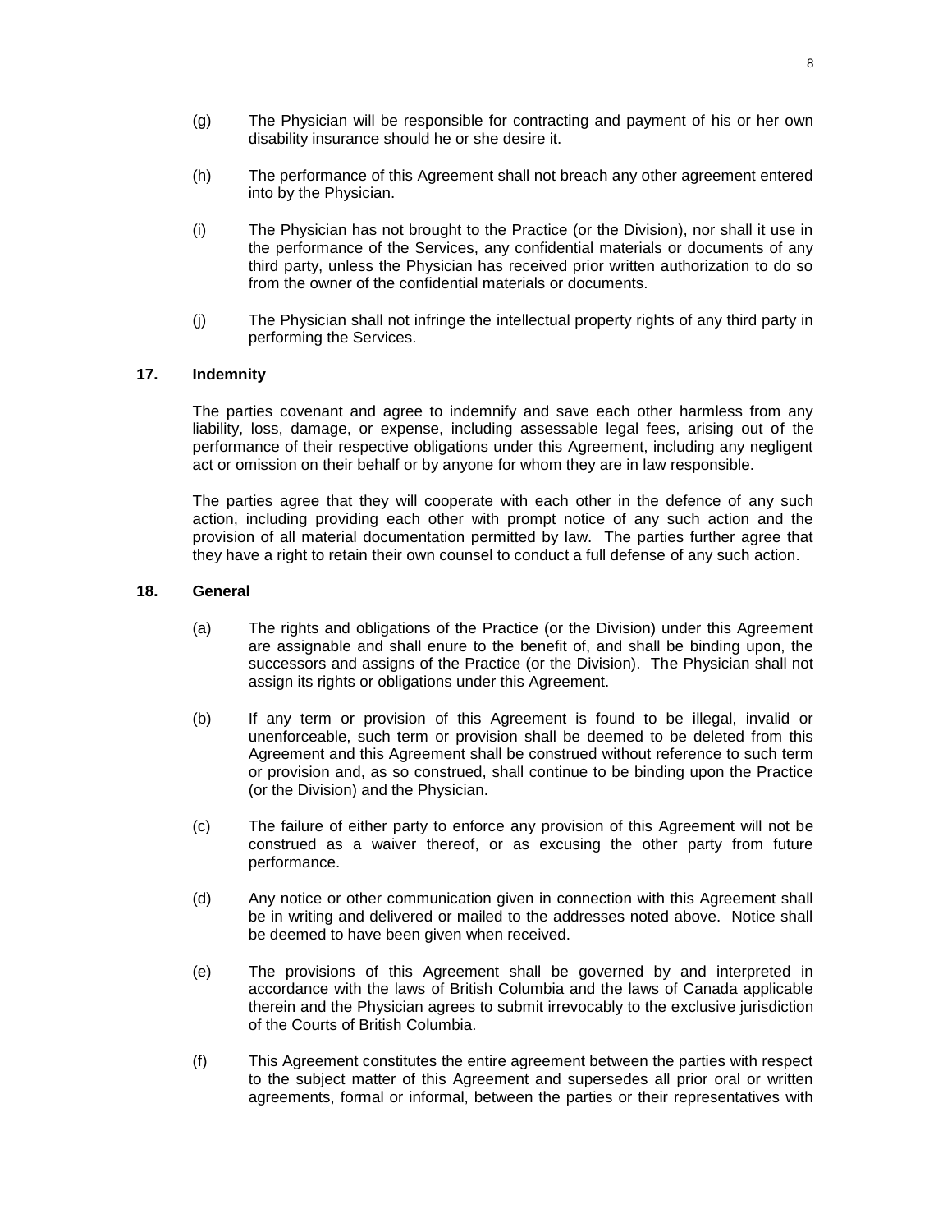(g) The Physician will be responsible for contracting and payment of his or her own disability insurance should he or she desire it.

(h) The performance of this Agreement shall not breach any other agreement entered into by the Physician.

(i) The Physician has not brought to the Practice (or the Division), nor shall it use in the performance of the Services, any confidential materials or documents of any third party, unless the Physician has received prior written authorization to do so from the owner of the confidential materials or documents.

(j) The Physician shall not infringe the intellectual property rights of any third party in performing the Services.

## 17. Indemnity

The parties covenant and agree to indemnify and save each other harmless from any liability, loss, damage, or expense, including assessable legal fees, arising out of the performance of their respective obligations under this Agreement, including any negligent act or omission on their behalf or by anyone for whom they are in law responsible.

The parties agree that they will cooperate with each other in the defence of any such action, including providing each other with prompt notice of any such action and the provision of all material documentation permitted by law. The parties further agree that they have a right to retain their own counsel to conduct a full defense of any such action.

## 18. General

(a) The rights and obligations of the Practice (or the Division) under this Agreement are assignable and shall enure to the benefit of, and shall be binding upon, the successors and assigns of the Practice (or the Division). The Physician shall not assign its rights or obligations under this Agreement.

(b) If any term or provision of this Agreement is found to be illegal, invalid or unenforceable, such term or provision shall be deemed to be deleted from this Agreement and this Agreement shall be construed without reference to such term or provision and, as so construed, shall continue to be binding upon the Practice (or the Division) and the Physician.

(c) The failure of either party to enforce any provision of this Agreement will not be construed as a waiver thereof, or as excusing the other party from future performance.

(d) Any notice or other communication given in connection with this Agreement shall be in writing and delivered or mailed to the addresses noted above. Notice shall be deemed to have been given when received.

(e) The provisions of this Agreement shall be governed by and interpreted in accordance with the laws of British Columbia and the laws of Canada applicable therein and the Physician agrees to submit irrevocably to the exclusive jurisdiction of the Courts of British Columbia.

(f) This Agreement constitutes the entire agreement between the parties with respect to the subject matter of this Agreement and supersedes all prior oral or written agreements, formal or informal, between the parties or their representatives with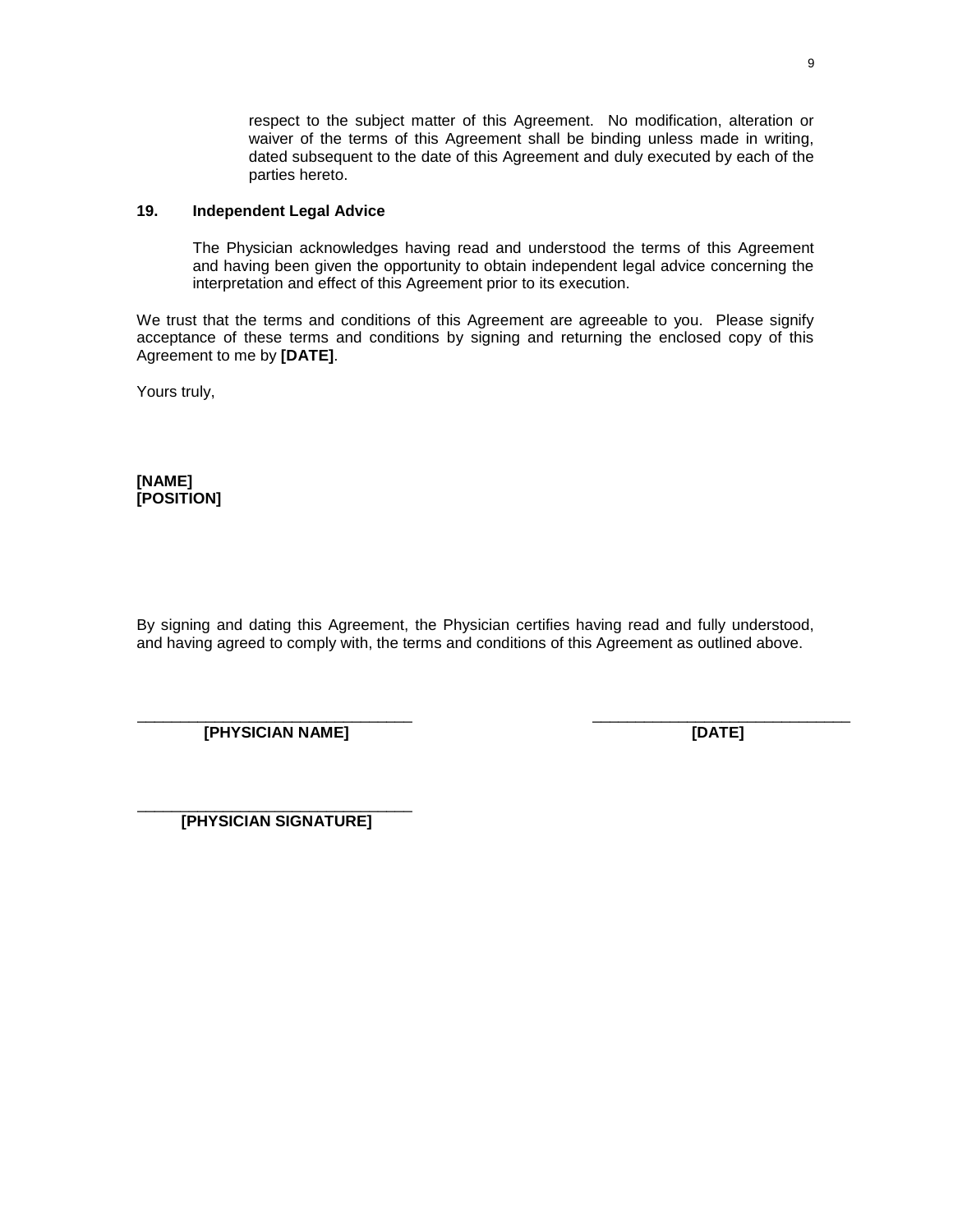respect to the subject matter of this Agreement. No modification, alteration or waiver of the terms of this Agreement shall be binding unless made in writing, dated subsequent to the date of this Agreement and duly executed by each of the parties hereto.

**19. Independent Legal Advice**

The Physician acknowledges having read and understood the terms of this Agreement and having been given the opportunity to obtain independent legal advice concerning the interpretation and effect of this Agreement prior to its execution.

We trust that the terms and conditions of this Agreement are agreeable to you. Please signify acceptance of these terms and conditions by signing and returning the enclosed copy of this Agreement to me by **[DATE]**.

Yours truly,

**[NAME]**
**[POSITION]**

By signing and dating this Agreement, the Physician certifies having read and fully understood, and having agreed to comply with, the terms and conditions of this Agreement as outlined above.

______________________________ ______________________________
**[PHYSICIAN NAME]** **[DATE]**

______________________________
**[PHYSICIAN SIGNATURE]**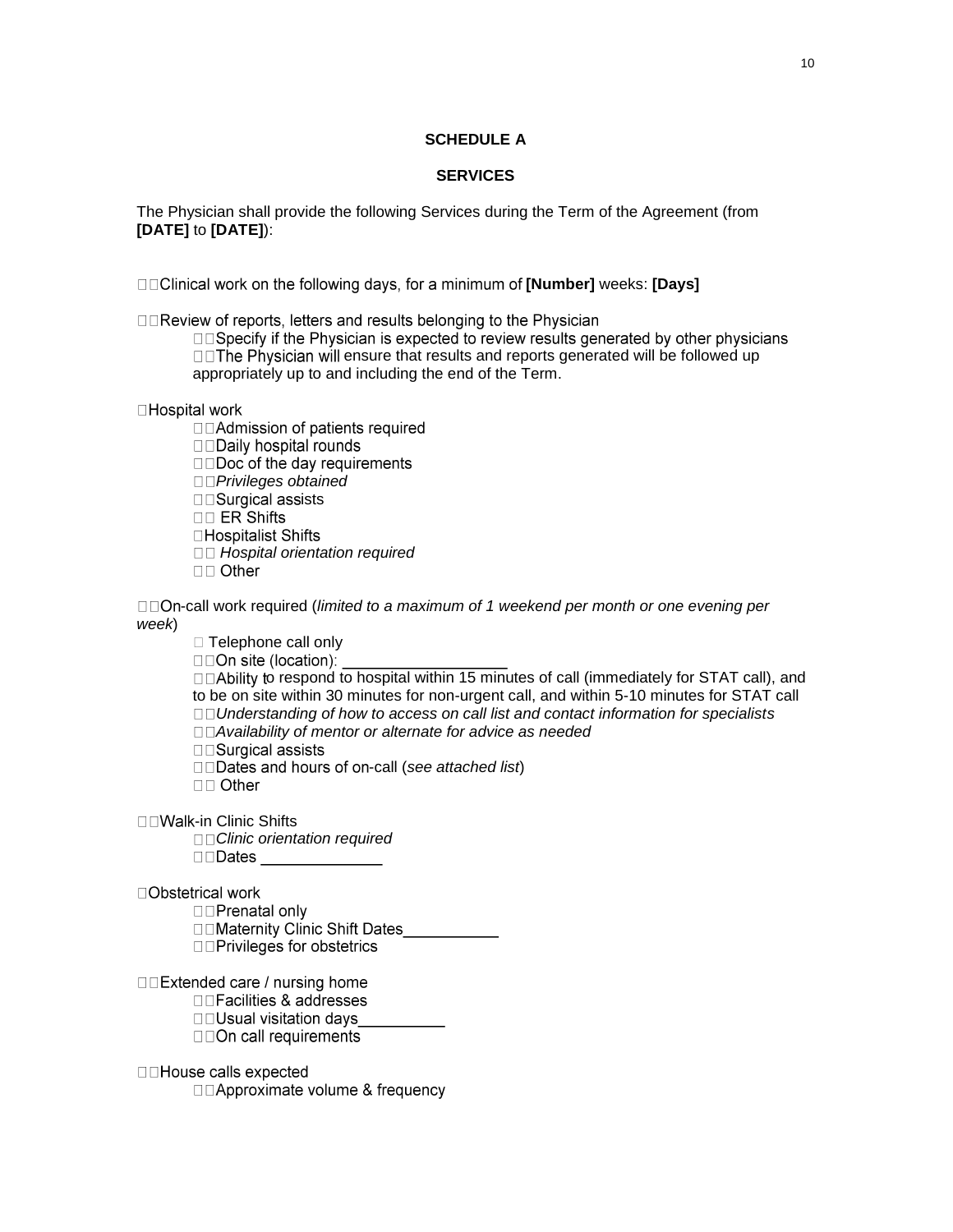**SCHEDULE A**

**SERVICES**

The Physician shall provide the following Services during the Term of the Agreement (from **[DATE]** to **[DATE]**):

☐☐Clinical work on the following days, for a minimum of **[Number]** weeks: **[Days]**

☐☐Review of reports, letters and results belonging to the Physician

- ☐☐Specify if the Physician is expected to review results generated by other physicians
- ☐☐The Physician will ensure that results and reports generated will be followed up appropriately up to and including the end of the Term.

☐Hospital work

- ☐☐Admission of patients required
- ☐☐Daily hospital rounds
- ☐☐Doc of the day requirements
- ☐☐*Privileges obtained*
- ☐☐Surgical assists
- ☐☐ ER Shifts
- ☐Hospitalist Shifts
- ☐☐ *Hospital orientation required*
- ☐☐ Other

☐☐On-call work required (*limited to a maximum of 1 weekend per month or one evening per week*)

- ☐ Telephone call only
- ☐☐On site (location): ___________________
- ☐☐Ability to respond to hospital within 15 minutes of call (immediately for STAT call), and to be on site within 30 minutes for non-urgent call, and within 5-10 minutes for STAT call
- ☐☐*Understanding of how to access on call list and contact information for specialists*
- ☐☐*Availability of mentor or alternate for advice as needed*
- ☐☐Surgical assists
- ☐☐Dates and hours of on-call (*see attached list*)
- ☐☐ Other

☐☐Walk-in Clinic Shifts

- ☐☐*Clinic orientation required*
- ☐☐Dates ______________

☐Obstetrical work

- ☐☐Prenatal only
- ☐☐Maternity Clinic Shift Dates___________
- ☐☐Privileges for obstetrics

☐☐Extended care / nursing home

- ☐☐Facilities & addresses
- ☐☐Usual visitation days__________
- ☐☐On call requirements

☐☐House calls expected

- ☐☐Approximate volume & frequency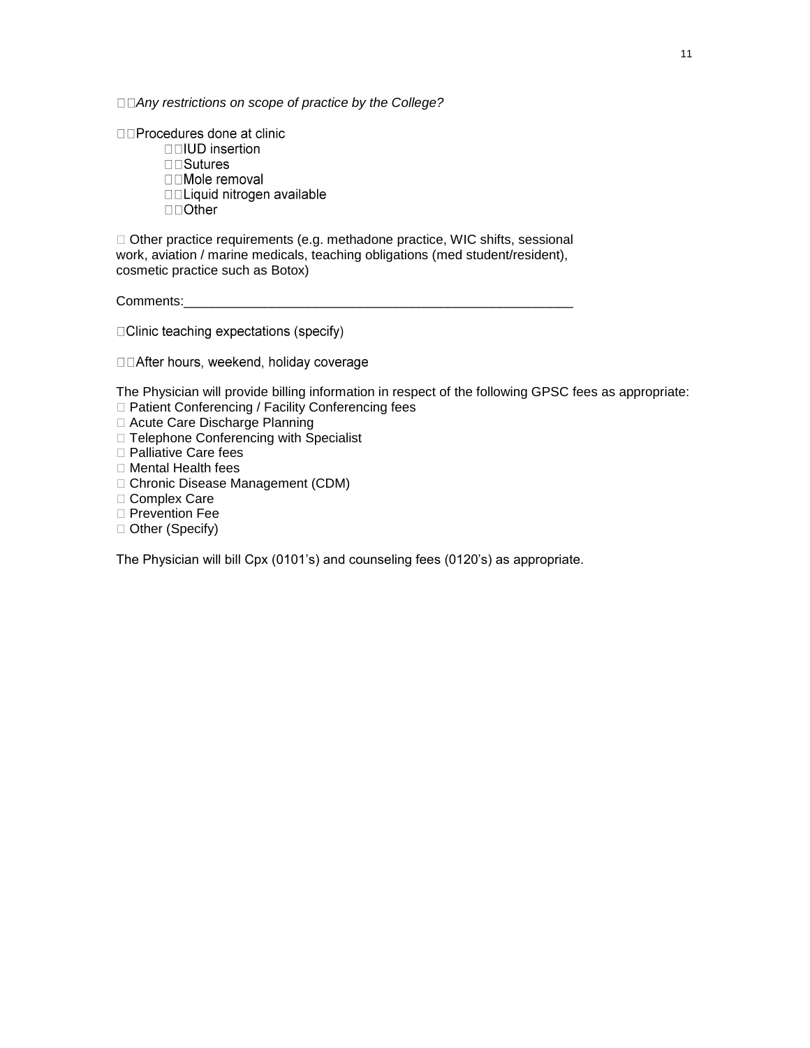☐☐*Any restrictions on scope of practice by the College?*

☐☐Procedures done at clinic

- ☐☐IUD insertion
- ☐☐Sutures
- ☐☐Mole removal
- ☐☐Liquid nitrogen available
- ☐☐Other

☐ Other practice requirements (e.g. methadone practice, WIC shifts, sessional work, aviation / marine medicals, teaching obligations (med student/resident), cosmetic practice such as Botox)

Comments:_______________________________________________________

☐Clinic teaching expectations (specify)

☐☐After hours, weekend, holiday coverage

The Physician will provide billing information in respect of the following GPSC fees as appropriate:

☐ Patient Conferencing / Facility Conferencing fees
☐ Acute Care Discharge Planning
☐ Telephone Conferencing with Specialist
☐ Palliative Care fees
☐ Mental Health fees
☐ Chronic Disease Management (CDM)
☐ Complex Care
☐ Prevention Fee
☐ Other (Specify)

The Physician will bill Cpx (0101's) and counseling fees (0120's) as appropriate.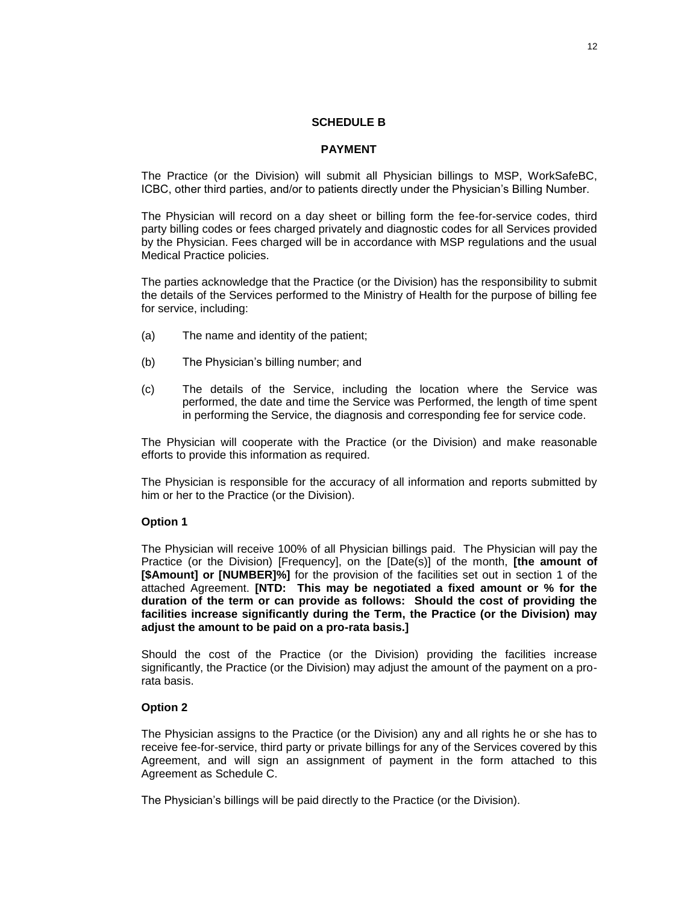# SCHEDULE B

## PAYMENT

The Practice (or the Division) will submit all Physician billings to MSP, WorkSafeBC, ICBC, other third parties, and/or to patients directly under the Physician's Billing Number.

The Physician will record on a day sheet or billing form the fee-for-service codes, third party billing codes or fees charged privately and diagnostic codes for all Services provided by the Physician. Fees charged will be in accordance with MSP regulations and the usual Medical Practice policies.

The parties acknowledge that the Practice (or the Division) has the responsibility to submit the details of the Services performed to the Ministry of Health for the purpose of billing fee for service, including:

(a) The name and identity of the patient;

(b) The Physician's billing number; and

(c) The details of the Service, including the location where the Service was performed, the date and time the Service was Performed, the length of time spent in performing the Service, the diagnosis and corresponding fee for service code.

The Physician will cooperate with the Practice (or the Division) and make reasonable efforts to provide this information as required.

The Physician is responsible for the accuracy of all information and reports submitted by him or her to the Practice (or the Division).

**Option 1**

The Physician will receive 100% of all Physician billings paid. The Physician will pay the Practice (or the Division) [Frequency], on the [Date(s)] of the month, **[the amount of [$Amount] or [NUMBER]%]** for the provision of the facilities set out in section 1 of the attached Agreement. **[NTD: This may be negotiated a fixed amount or % for the duration of the term or can provide as follows: Should the cost of providing the facilities increase significantly during the Term, the Practice (or the Division) may adjust the amount to be paid on a pro-rata basis.]**

Should the cost of the Practice (or the Division) providing the facilities increase significantly, the Practice (or the Division) may adjust the amount of the payment on a pro-rata basis.

**Option 2**

The Physician assigns to the Practice (or the Division) any and all rights he or she has to receive fee-for-service, third party or private billings for any of the Services covered by this Agreement, and will sign an assignment of payment in the form attached to this Agreement as Schedule C.

The Physician's billings will be paid directly to the Practice (or the Division).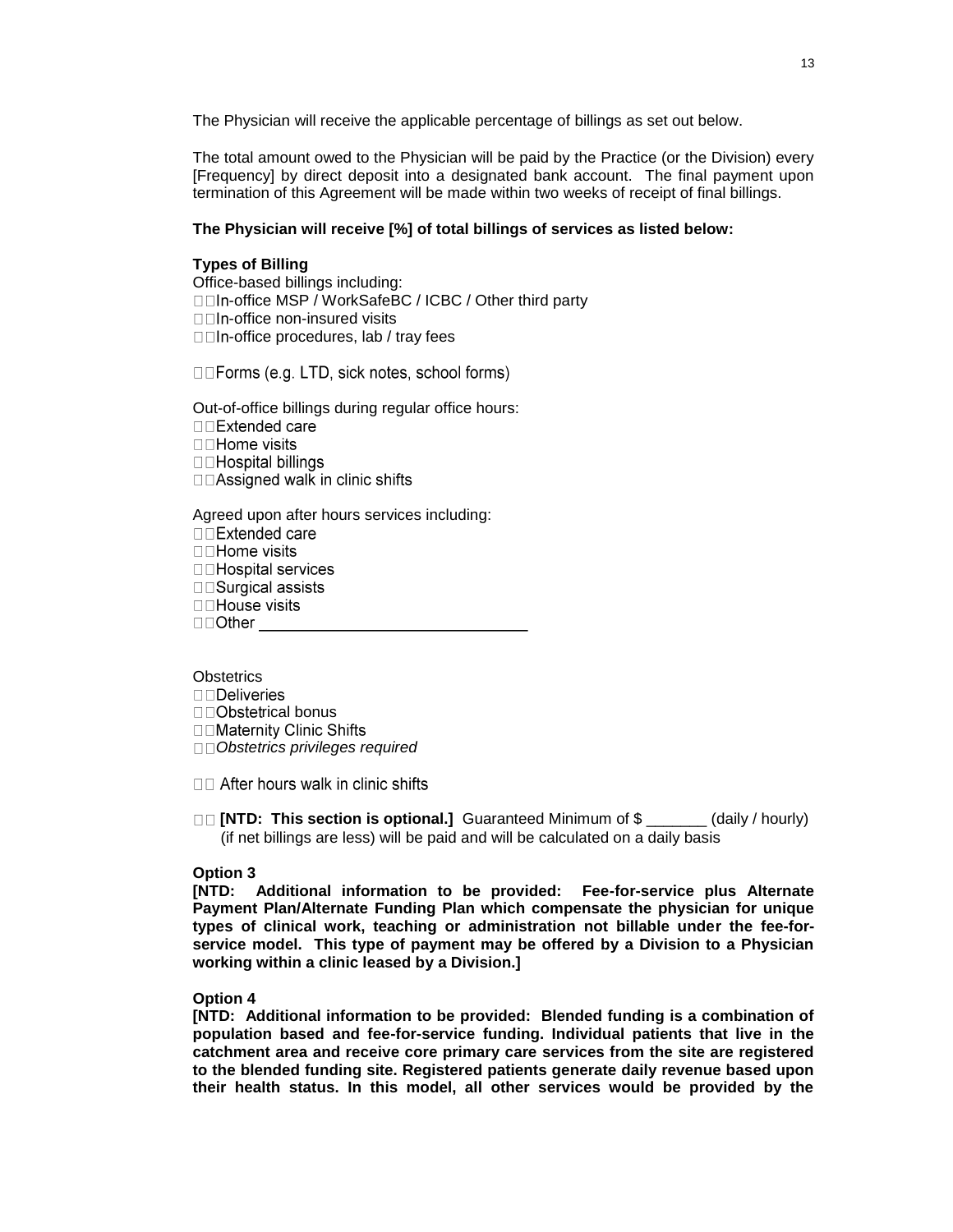The Physician will receive the applicable percentage of billings as set out below.

The total amount owed to the Physician will be paid by the Practice (or the Division) every [Frequency] by direct deposit into a designated bank account. The final payment upon termination of this Agreement will be made within two weeks of receipt of final billings.

**The Physician will receive [%] of total billings of services as listed below:**

**Types of Billing**

Office-based billings including:

☐☐In-office MSP / WorkSafeBC / ICBC / Other third party
☐☐In-office non-insured visits
☐☐In-office procedures, lab / tray fees

☐☐Forms (e.g. LTD, sick notes, school forms)

Out-of-office billings during regular office hours:

☐☐Extended care
☐☐Home visits
☐☐Hospital billings
☐☐Assigned walk in clinic shifts

Agreed upon after hours services including:

☐☐Extended care
☐☐Home visits
☐☐Hospital services
☐☐Surgical assists
☐☐House visits
☐☐Other ______________________________

Obstetrics

☐☐Deliveries
☐☐Obstetrical bonus
☐☐Maternity Clinic Shifts
☐☐*Obstetrics privileges required*

☐☐ After hours walk in clinic shifts

☐☐ **[NTD: This section is optional.]** Guaranteed Minimum of $ _______ (daily / hourly) (if net billings are less) will be paid and will be calculated on a daily basis

**Option 3**

**[NTD: Additional information to be provided: Fee-for-service plus Alternate Payment Plan/Alternate Funding Plan which compensate the physician for unique types of clinical work, teaching or administration not billable under the fee-for-service model. This type of payment may be offered by a Division to a Physician working within a clinic leased by a Division.]**

**Option 4**

**[NTD: Additional information to be provided: Blended funding is a combination of population based and fee-for-service funding. Individual patients that live in the catchment area and receive core primary care services from the site are registered to the blended funding site. Registered patients generate daily revenue based upon their health status. In this model, all other services would be provided by the**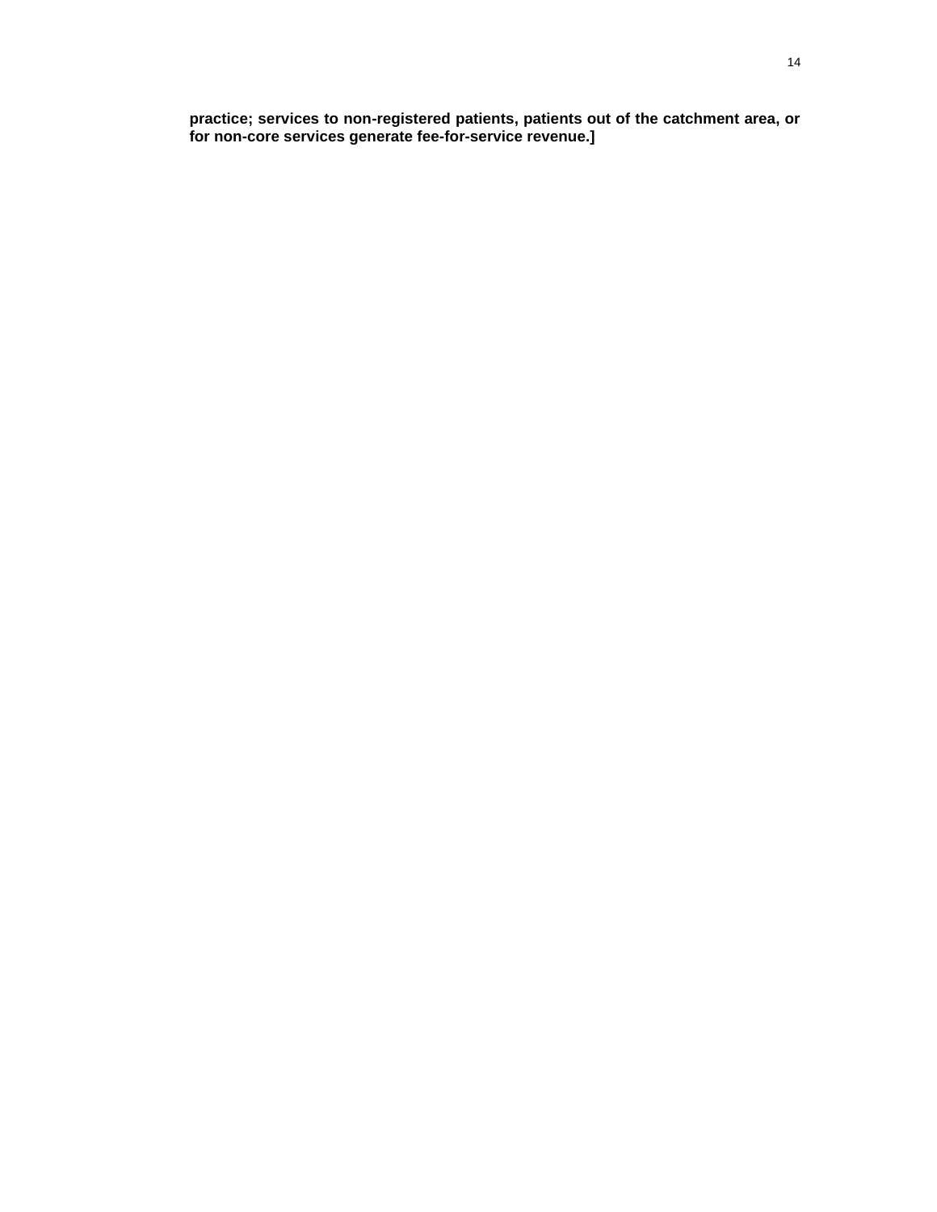**practice; services to non-registered patients, patients out of the catchment area, or for non-core services generate fee-for-service revenue.]**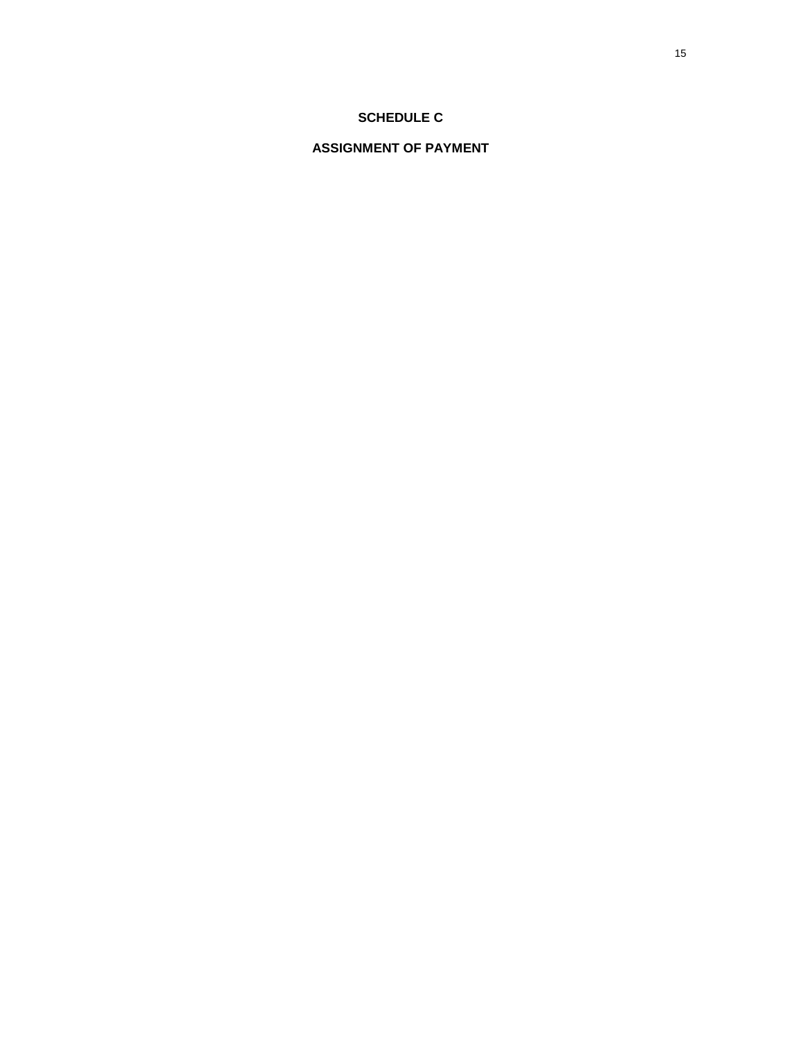# SCHEDULE C

## ASSIGNMENT OF PAYMENT